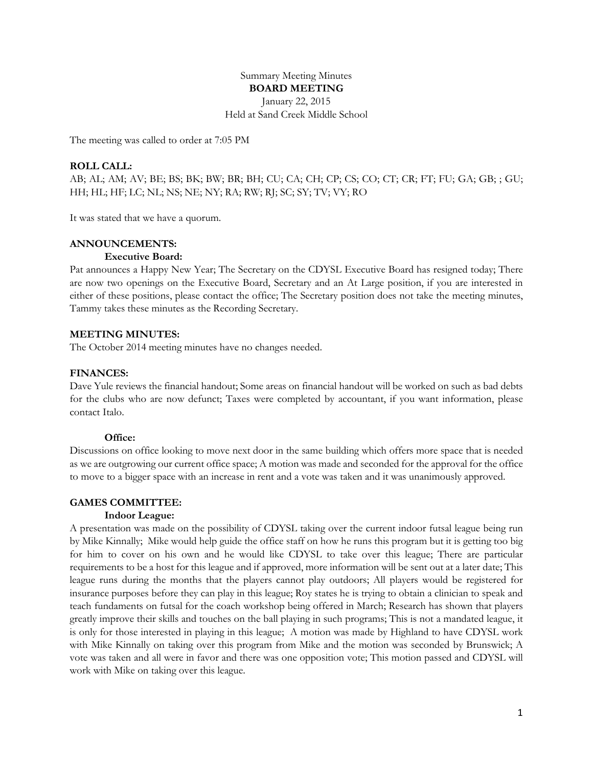Summary Meeting Minutes

**BOARD MEETING**

January 22, 2015

Held at Sand Creek Middle School

The meeting was called to order at 7:05 PM

**ROLL CALL:**

AB; AL; AM; AV; BE; BS; BK; BW; BR; BH; CU; CA; CH; CP; CS; CO; CT; CR; FT; FU; GA; GB; ; GU; HH; HL; HF; LC; NL; NS; NE; NY; RA; RW; RJ; SC; SY; TV; VY; RO

It was stated that we have a quorum.

**ANNOUNCEMENTS:**

**Executive Board:**

Pat announces a Happy New Year; The Secretary on the CDYSL Executive Board has resigned today; There are now two openings on the Executive Board, Secretary and an At Large position, if you are interested in either of these positions, please contact the office; The Secretary position does not take the meeting minutes, Tammy takes these minutes as the Recording Secretary.

**MEETING MINUTES:**

The October 2014 meeting minutes have no changes needed.

**FINANCES:**

Dave Yule reviews the financial handout; Some areas on financial handout will be worked on such as bad debts for the clubs who are now defunct; Taxes were completed by accountant, if you want information, please contact Italo.

**Office:**

Discussions on office looking to move next door in the same building which offers more space that is needed as we are outgrowing our current office space; A motion was made and seconded for the approval for the office to move to a bigger space with an increase in rent and a vote was taken and it was unanimously approved.

**GAMES COMMITTEE:**

**Indoor League:**

A presentation was made on the possibility of CDYSL taking over the current indoor futsal league being run by Mike Kinnally; Mike would help guide the office staff on how he runs this program but it is getting too big for him to cover on his own and he would like CDYSL to take over this league; There are particular requirements to be a host for this league and if approved, more information will be sent out at a later date; This league runs during the months that the players cannot play outdoors; All players would be registered for insurance purposes before they can play in this league; Roy states he is trying to obtain a clinician to speak and teach fundaments on futsal for the coach workshop being offered in March; Research has shown that players greatly improve their skills and touches on the ball playing in such programs; This is not a mandated league, it is only for those interested in playing in this league; A motion was made by Highland to have CDYSL work with Mike Kinnally on taking over this program from Mike and the motion was seconded by Brunswick; A vote was taken and all were in favor and there was one opposition vote; This motion passed and CDYSL will work with Mike on taking over this league.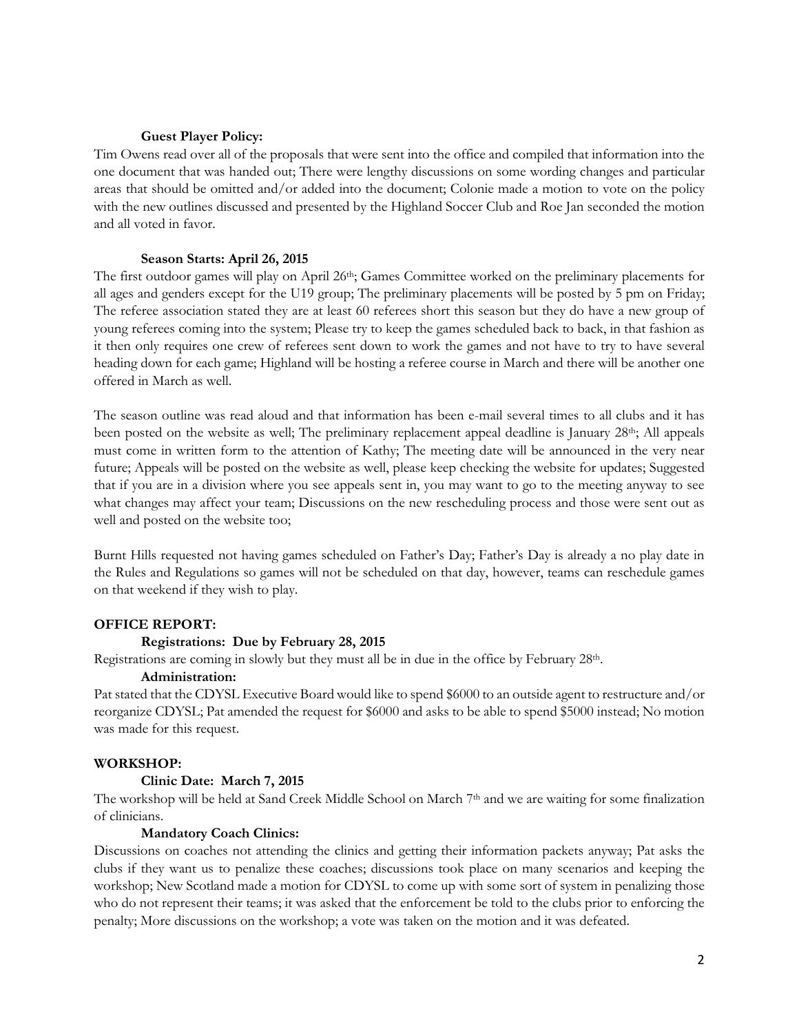### Guest Player Policy:

Tim Owens read over all of the proposals that were sent into the office and compiled that information into the one document that was handed out; There were lengthy discussions on some wording changes and particular areas that should be omitted and/or added into the document; Colonie made a motion to vote on the policy with the new outlines discussed and presented by the Highland Soccer Club and Roe Jan seconded the motion and all voted in favor.

### Season Starts: April 26, 2015

The first outdoor games will play on April 26th; Games Committee worked on the preliminary placements for all ages and genders except for the U19 group; The preliminary placements will be posted by 5 pm on Friday; The referee association stated they are at least 60 referees short this season but they do have a new group of young referees coming into the system; Please try to keep the games scheduled back to back, in that fashion as it then only requires one crew of referees sent down to work the games and not have to try to have several heading down for each game; Highland will be hosting a referee course in March and there will be another one offered in March as well.

The season outline was read aloud and that information has been e-mail several times to all clubs and it has been posted on the website as well; The preliminary replacement appeal deadline is January 28th; All appeals must come in written form to the attention of Kathy; The meeting date will be announced in the very near future; Appeals will be posted on the website as well, please keep checking the website for updates; Suggested that if you are in a division where you see appeals sent in, you may want to go to the meeting anyway to see what changes may affect your team; Discussions on the new rescheduling process and those were sent out as well and posted on the website too;

Burnt Hills requested not having games scheduled on Father's Day; Father's Day is already a no play date in the Rules and Regulations so games will not be scheduled on that day, however, teams can reschedule games on that weekend if they wish to play.

## OFFICE REPORT:

### Registrations: Due by February 28, 2015

Registrations are coming in slowly but they must all be in due in the office by February 28th.

### Administration:

Pat stated that the CDYSL Executive Board would like to spend $6000 to an outside agent to restructure and/or reorganize CDYSL; Pat amended the request for $6000 and asks to be able to spend $5000 instead; No motion was made for this request.

## WORKSHOP:

### Clinic Date: March 7, 2015

The workshop will be held at Sand Creek Middle School on March 7th and we are waiting for some finalization of clinicians.

### Mandatory Coach Clinics:

Discussions on coaches not attending the clinics and getting their information packets anyway; Pat asks the clubs if they want us to penalize these coaches; discussions took place on many scenarios and keeping the workshop; New Scotland made a motion for CDYSL to come up with some sort of system in penalizing those who do not represent their teams; it was asked that the enforcement be told to the clubs prior to enforcing the penalty; More discussions on the workshop; a vote was taken on the motion and it was defeated.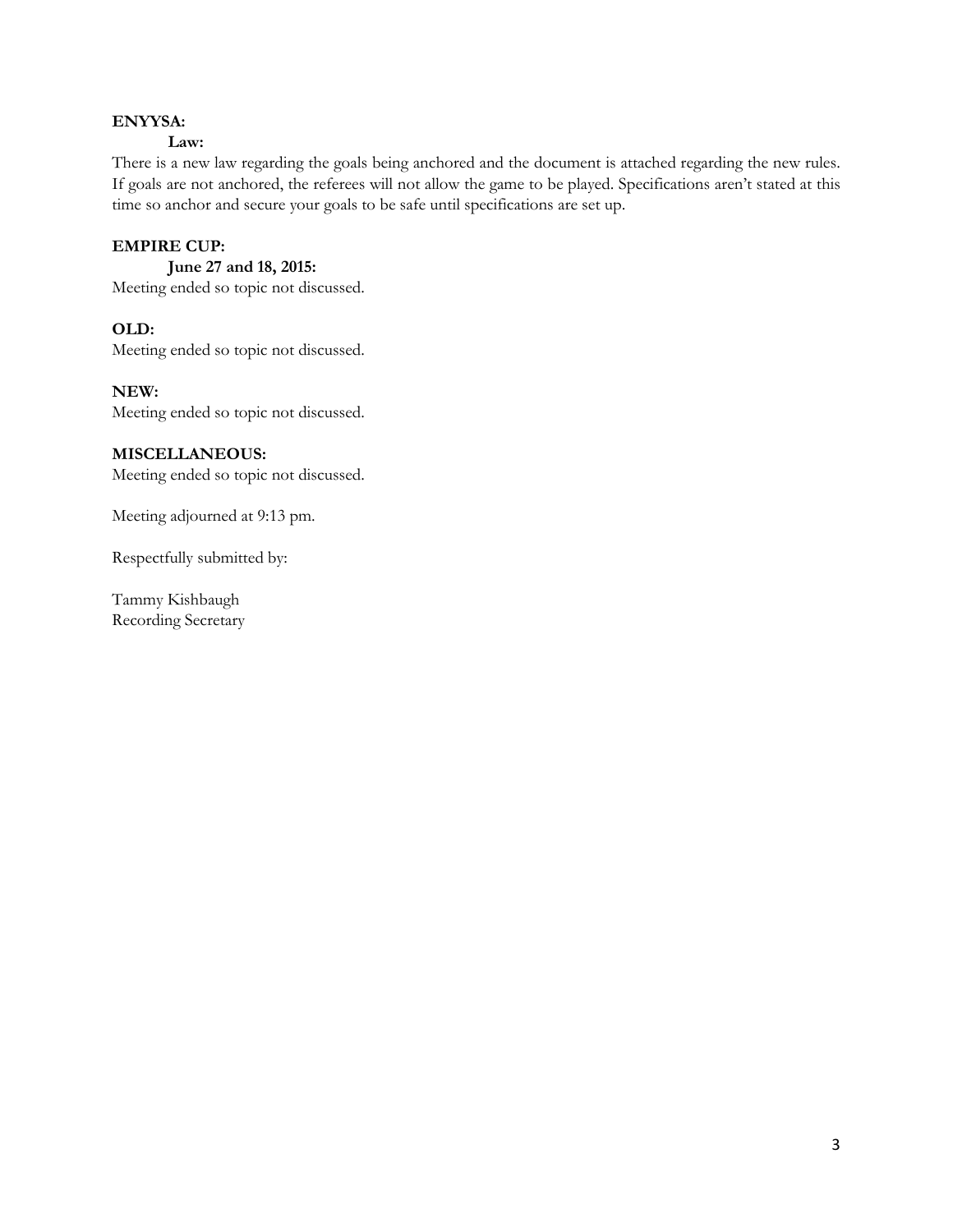**ENYYSA:**

**Law:**

There is a new law regarding the goals being anchored and the document is attached regarding the new rules. If goals are not anchored, the referees will not allow the game to be played. Specifications aren't stated at this time so anchor and secure your goals to be safe until specifications are set up.

**EMPIRE CUP:**

**June 27 and 18, 2015:**

Meeting ended so topic not discussed.

**OLD:**

Meeting ended so topic not discussed.

**NEW:**

Meeting ended so topic not discussed.

**MISCELLANEOUS:**

Meeting ended so topic not discussed.

Meeting adjourned at 9:13 pm.

Respectfully submitted by:

Tammy Kishbaugh
Recording Secretary